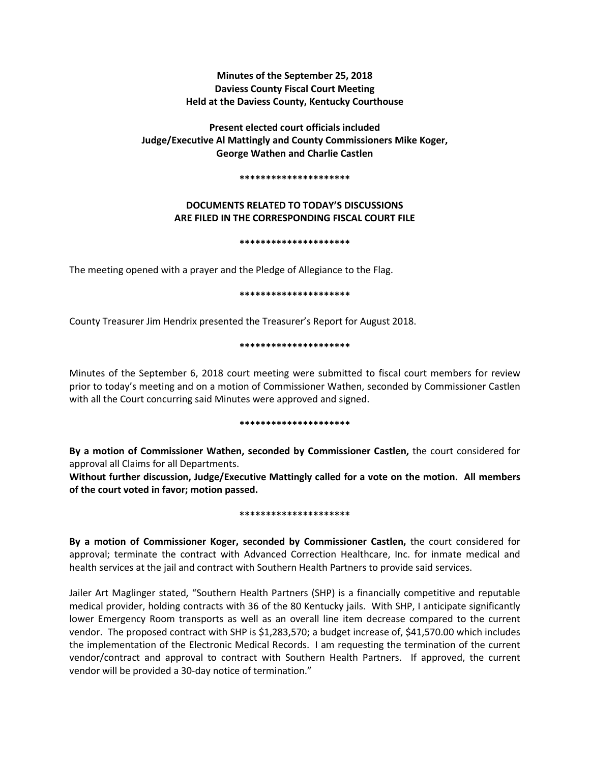**Minutes of the September 25, 2018**
**Daviess County Fiscal Court Meeting**
**Held at the Daviess County, Kentucky Courthouse**

**Present elected court officials included**
**Judge/Executive Al Mattingly and County Commissioners Mike Koger, George Wathen and Charlie Castlen**

*********************

**DOCUMENTS RELATED TO TODAY'S DISCUSSIONS ARE FILED IN THE CORRESPONDING FISCAL COURT FILE**

*********************

The meeting opened with a prayer and the Pledge of Allegiance to the Flag.

*********************

County Treasurer Jim Hendrix presented the Treasurer's Report for August 2018.

*********************

Minutes of the September 6, 2018 court meeting were submitted to fiscal court members for review prior to today's meeting and on a motion of Commissioner Wathen, seconded by Commissioner Castlen with all the Court concurring said Minutes were approved and signed.

*********************

**By a motion of Commissioner Wathen, seconded by Commissioner Castlen,** the court considered for approval all Claims for all Departments.

**Without further discussion, Judge/Executive Mattingly called for a vote on the motion. All members of the court voted in favor; motion passed.**

*********************

**By a motion of Commissioner Koger, seconded by Commissioner Castlen,** the court considered for approval; terminate the contract with Advanced Correction Healthcare, Inc. for inmate medical and health services at the jail and contract with Southern Health Partners to provide said services.

Jailer Art Maglinger stated, "Southern Health Partners (SHP) is a financially competitive and reputable medical provider, holding contracts with 36 of the 80 Kentucky jails. With SHP, I anticipate significantly lower Emergency Room transports as well as an overall line item decrease compared to the current vendor. The proposed contract with SHP is $1,283,570; a budget increase of, $41,570.00 which includes the implementation of the Electronic Medical Records. I am requesting the termination of the current vendor/contract and approval to contract with Southern Health Partners. If approved, the current vendor will be provided a 30-day notice of termination."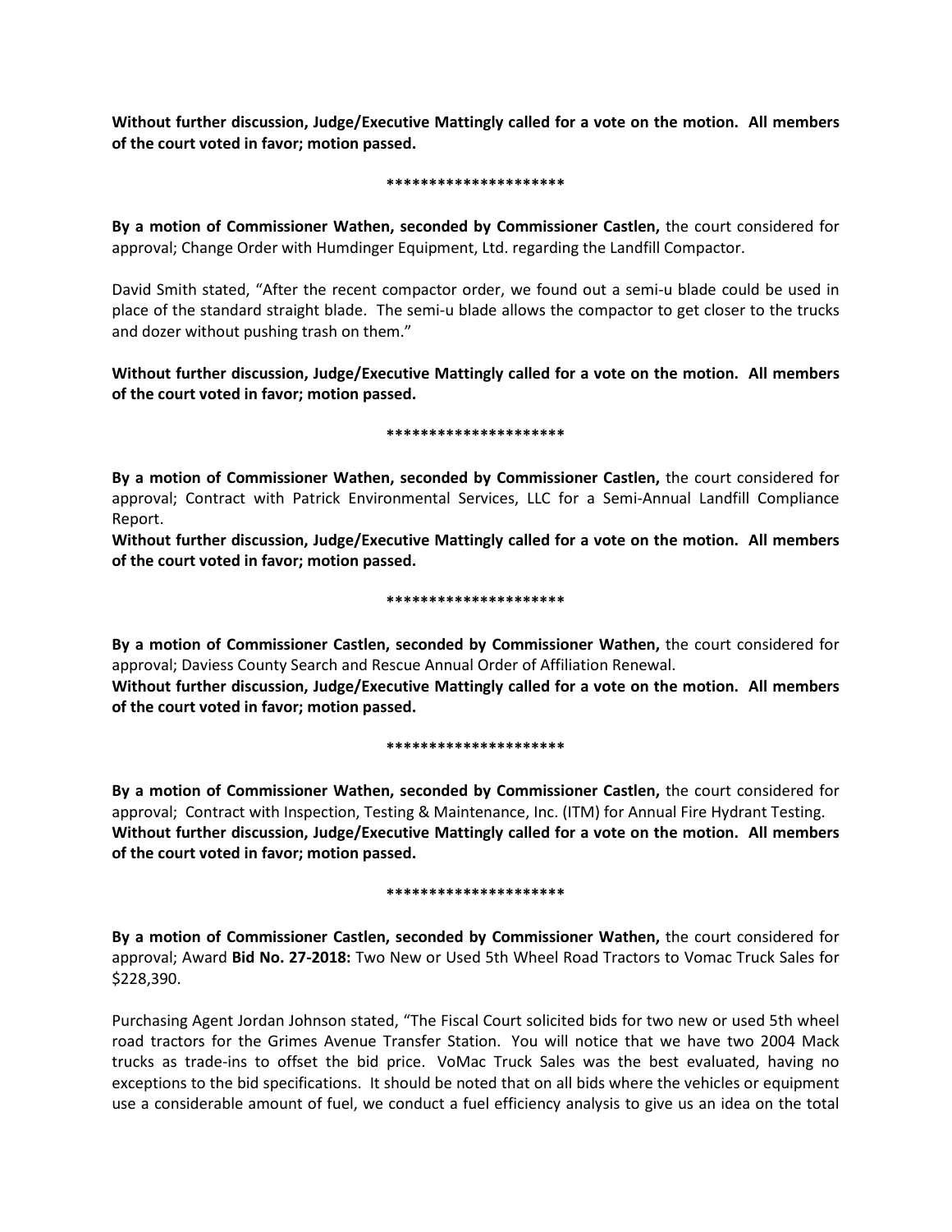**Without further discussion, Judge/Executive Mattingly called for a vote on the motion. All members of the court voted in favor; motion passed.**

*********************

**By a motion of Commissioner Wathen, seconded by Commissioner Castlen,** the court considered for approval; Change Order with Humdinger Equipment, Ltd. regarding the Landfill Compactor.

David Smith stated, "After the recent compactor order, we found out a semi-u blade could be used in place of the standard straight blade. The semi-u blade allows the compactor to get closer to the trucks and dozer without pushing trash on them."

**Without further discussion, Judge/Executive Mattingly called for a vote on the motion. All members of the court voted in favor; motion passed.**

*********************

**By a motion of Commissioner Wathen, seconded by Commissioner Castlen,** the court considered for approval; Contract with Patrick Environmental Services, LLC for a Semi-Annual Landfill Compliance Report.

**Without further discussion, Judge/Executive Mattingly called for a vote on the motion. All members of the court voted in favor; motion passed.**

*********************

**By a motion of Commissioner Castlen, seconded by Commissioner Wathen,** the court considered for approval; Daviess County Search and Rescue Annual Order of Affiliation Renewal.

**Without further discussion, Judge/Executive Mattingly called for a vote on the motion. All members of the court voted in favor; motion passed.**

*********************

**By a motion of Commissioner Wathen, seconded by Commissioner Castlen,** the court considered for approval; Contract with Inspection, Testing & Maintenance, Inc. (ITM) for Annual Fire Hydrant Testing.

**Without further discussion, Judge/Executive Mattingly called for a vote on the motion. All members of the court voted in favor; motion passed.**

*********************

**By a motion of Commissioner Castlen, seconded by Commissioner Wathen,** the court considered for approval; Award **Bid No. 27-2018:** Two New or Used 5th Wheel Road Tractors to Vomac Truck Sales for $228,390.

Purchasing Agent Jordan Johnson stated, "The Fiscal Court solicited bids for two new or used 5th wheel road tractors for the Grimes Avenue Transfer Station. You will notice that we have two 2004 Mack trucks as trade-ins to offset the bid price. VoMac Truck Sales was the best evaluated, having no exceptions to the bid specifications. It should be noted that on all bids where the vehicles or equipment use a considerable amount of fuel, we conduct a fuel efficiency analysis to give us an idea on the total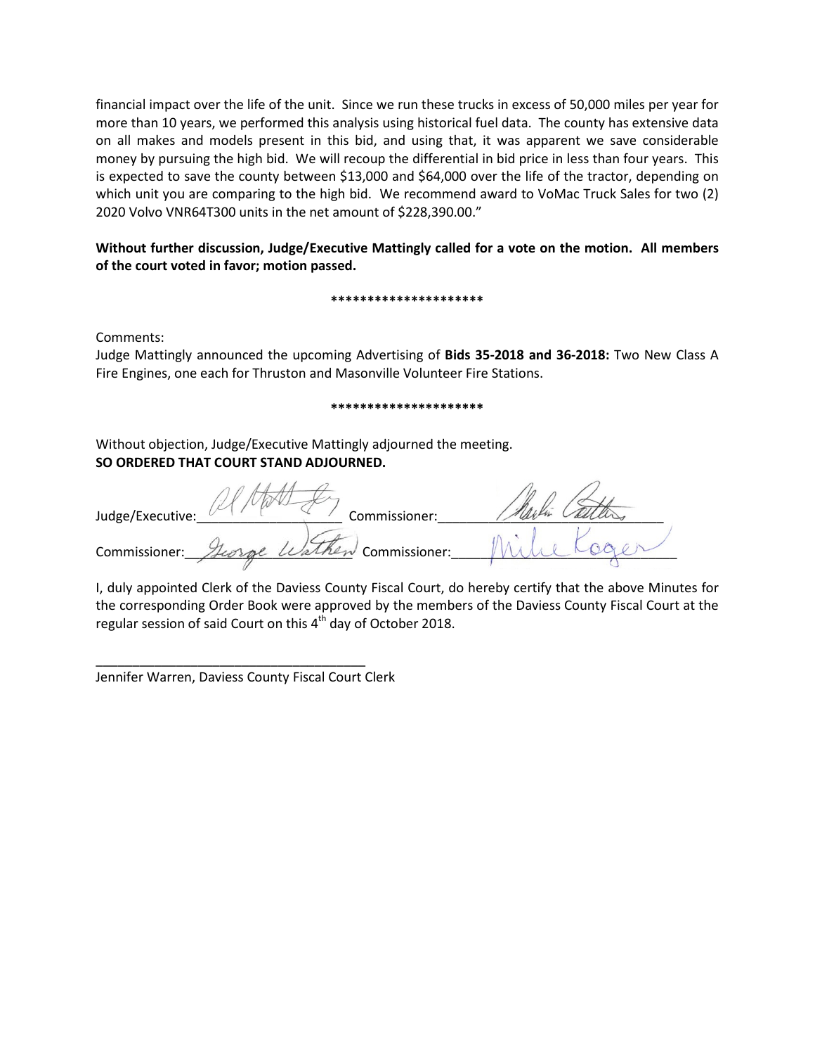financial impact over the life of the unit. Since we run these trucks in excess of 50,000 miles per year for more than 10 years, we performed this analysis using historical fuel data. The county has extensive data on all makes and models present in this bid, and using that, it was apparent we save considerable money by pursuing the high bid. We will recoup the differential in bid price in less than four years. This is expected to save the county between $13,000 and $64,000 over the life of the tractor, depending on which unit you are comparing to the high bid. We recommend award to VoMac Truck Sales for two (2) 2020 Volvo VNR64T300 units in the net amount of $228,390.00."

**Without further discussion, Judge/Executive Mattingly called for a vote on the motion. All members of the court voted in favor; motion passed.**

*********************

Comments:
Judge Mattingly announced the upcoming Advertising of **Bids 35-2018 and 36-2018:** Two New Class A Fire Engines, one each for Thruston and Masonville Volunteer Fire Stations.

*********************

Without objection, Judge/Executive Mattingly adjourned the meeting.
**SO ORDERED THAT COURT STAND ADJOURNED.**

Judge/Executive:_____________________ Commissioner:_____________________

Commissioner:_____________________ Commissioner:_____________________

I, duly appointed Clerk of the Daviess County Fiscal Court, do hereby certify that the above Minutes for the corresponding Order Book were approved by the members of the Daviess County Fiscal Court at the regular session of said Court on this 4th day of October 2018.

_____________________________________
Jennifer Warren, Daviess County Fiscal Court Clerk